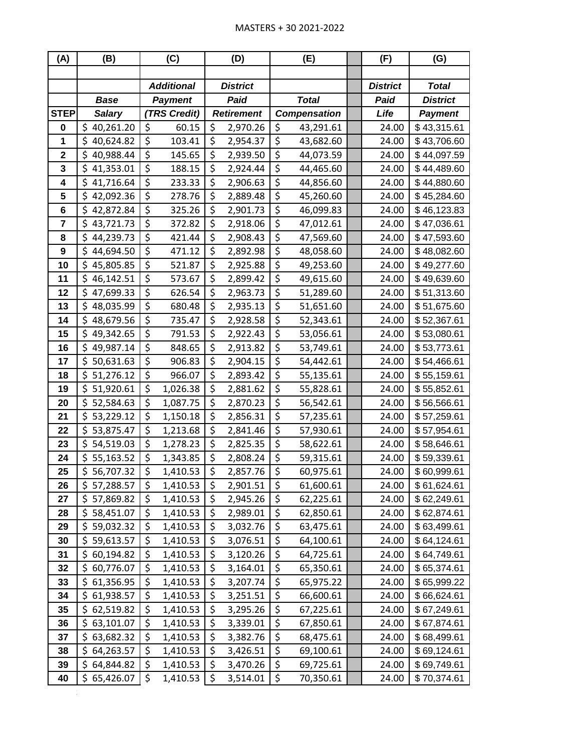# MASTERS + 30 2021-2022

| (A) | (B) | (C) | (D) | (E) | | (F) | (G) |
|---|---|---|---|---|---|---|---|
| | | *Additional* | *District* | | | *District* | *Total* |
| | *Base* | *Payment* | *Paid* | *Total* | | *Paid* | *District* |
| STEP | *Salary* | *(TRS Credit)* | *Retirement* | *Compensation* | | *Life* | *Payment* |
| 0 | $ 40,261.20 | $ 60.15 | $ 2,970.26 | $ 43,291.61 | | 24.00 | $ 43,315.61 |
| 1 | $ 40,624.82 | $ 103.41 | $ 2,954.37 | $ 43,682.60 | | 24.00 | $ 43,706.60 |
| 2 | $ 40,988.44 | $ 145.65 | $ 2,939.50 | $ 44,073.59 | | 24.00 | $ 44,097.59 |
| 3 | $ 41,353.01 | $ 188.15 | $ 2,924.44 | $ 44,465.60 | | 24.00 | $ 44,489.60 |
| 4 | $ 41,716.64 | $ 233.33 | $ 2,906.63 | $ 44,856.60 | | 24.00 | $ 44,880.60 |
| 5 | $ 42,092.36 | $ 278.76 | $ 2,889.48 | $ 45,260.60 | | 24.00 | $ 45,284.60 |
| 6 | $ 42,872.84 | $ 325.26 | $ 2,901.73 | $ 46,099.83 | | 24.00 | $ 46,123.83 |
| 7 | $ 43,721.73 | $ 372.82 | $ 2,918.06 | $ 47,012.61 | | 24.00 | $ 47,036.61 |
| 8 | $ 44,239.73 | $ 421.44 | $ 2,908.43 | $ 47,569.60 | | 24.00 | $ 47,593.60 |
| 9 | $ 44,694.50 | $ 471.12 | $ 2,892.98 | $ 48,058.60 | | 24.00 | $ 48,082.60 |
| 10 | $ 45,805.85 | $ 521.87 | $ 2,925.88 | $ 49,253.60 | | 24.00 | $ 49,277.60 |
| 11 | $ 46,142.51 | $ 573.67 | $ 2,899.42 | $ 49,615.60 | | 24.00 | $ 49,639.60 |
| 12 | $ 47,699.33 | $ 626.54 | $ 2,963.73 | $ 51,289.60 | | 24.00 | $ 51,313.60 |
| 13 | $ 48,035.99 | $ 680.48 | $ 2,935.13 | $ 51,651.60 | | 24.00 | $ 51,675.60 |
| 14 | $ 48,679.56 | $ 735.47 | $ 2,928.58 | $ 52,343.61 | | 24.00 | $ 52,367.61 |
| 15 | $ 49,342.65 | $ 791.53 | $ 2,922.43 | $ 53,056.61 | | 24.00 | $ 53,080.61 |
| 16 | $ 49,987.14 | $ 848.65 | $ 2,913.82 | $ 53,749.61 | | 24.00 | $ 53,773.61 |
| 17 | $ 50,631.63 | $ 906.83 | $ 2,904.15 | $ 54,442.61 | | 24.00 | $ 54,466.61 |
| 18 | $ 51,276.12 | $ 966.07 | $ 2,893.42 | $ 55,135.61 | | 24.00 | $ 55,159.61 |
| 19 | $ 51,920.61 | $ 1,026.38 | $ 2,881.62 | $ 55,828.61 | | 24.00 | $ 55,852.61 |
| 20 | $ 52,584.63 | $ 1,087.75 | $ 2,870.23 | $ 56,542.61 | | 24.00 | $ 56,566.61 |
| 21 | $ 53,229.12 | $ 1,150.18 | $ 2,856.31 | $ 57,235.61 | | 24.00 | $ 57,259.61 |
| 22 | $ 53,875.47 | $ 1,213.68 | $ 2,841.46 | $ 57,930.61 | | 24.00 | $ 57,954.61 |
| 23 | $ 54,519.03 | $ 1,278.23 | $ 2,825.35 | $ 58,622.61 | | 24.00 | $ 58,646.61 |
| 24 | $ 55,163.52 | $ 1,343.85 | $ 2,808.24 | $ 59,315.61 | | 24.00 | $ 59,339.61 |
| 25 | $ 56,707.32 | $ 1,410.53 | $ 2,857.76 | $ 60,975.61 | | 24.00 | $ 60,999.61 |
| 26 | $ 57,288.57 | $ 1,410.53 | $ 2,901.51 | $ 61,600.61 | | 24.00 | $ 61,624.61 |
| 27 | $ 57,869.82 | $ 1,410.53 | $ 2,945.26 | $ 62,225.61 | | 24.00 | $ 62,249.61 |
| 28 | $ 58,451.07 | $ 1,410.53 | $ 2,989.01 | $ 62,850.61 | | 24.00 | $ 62,874.61 |
| 29 | $ 59,032.32 | $ 1,410.53 | $ 3,032.76 | $ 63,475.61 | | 24.00 | $ 63,499.61 |
| 30 | $ 59,613.57 | $ 1,410.53 | $ 3,076.51 | $ 64,100.61 | | 24.00 | $ 64,124.61 |
| 31 | $ 60,194.82 | $ 1,410.53 | $ 3,120.26 | $ 64,725.61 | | 24.00 | $ 64,749.61 |
| 32 | $ 60,776.07 | $ 1,410.53 | $ 3,164.01 | $ 65,350.61 | | 24.00 | $ 65,374.61 |
| 33 | $ 61,356.95 | $ 1,410.53 | $ 3,207.74 | $ 65,975.22 | | 24.00 | $ 65,999.22 |
| 34 | $ 61,938.57 | $ 1,410.53 | $ 3,251.51 | $ 66,600.61 | | 24.00 | $ 66,624.61 |
| 35 | $ 62,519.82 | $ 1,410.53 | $ 3,295.26 | $ 67,225.61 | | 24.00 | $ 67,249.61 |
| 36 | $ 63,101.07 | $ 1,410.53 | $ 3,339.01 | $ 67,850.61 | | 24.00 | $ 67,874.61 |
| 37 | $ 63,682.32 | $ 1,410.53 | $ 3,382.76 | $ 68,475.61 | | 24.00 | $ 68,499.61 |
| 38 | $ 64,263.57 | $ 1,410.53 | $ 3,426.51 | $ 69,100.61 | | 24.00 | $ 69,124.61 |
| 39 | $ 64,844.82 | $ 1,410.53 | $ 3,470.26 | $ 69,725.61 | | 24.00 | $ 69,749.61 |
| 40 | $ 65,426.07 | $ 1,410.53 | $ 3,514.01 | $ 70,350.61 | | 24.00 | $ 70,374.61 |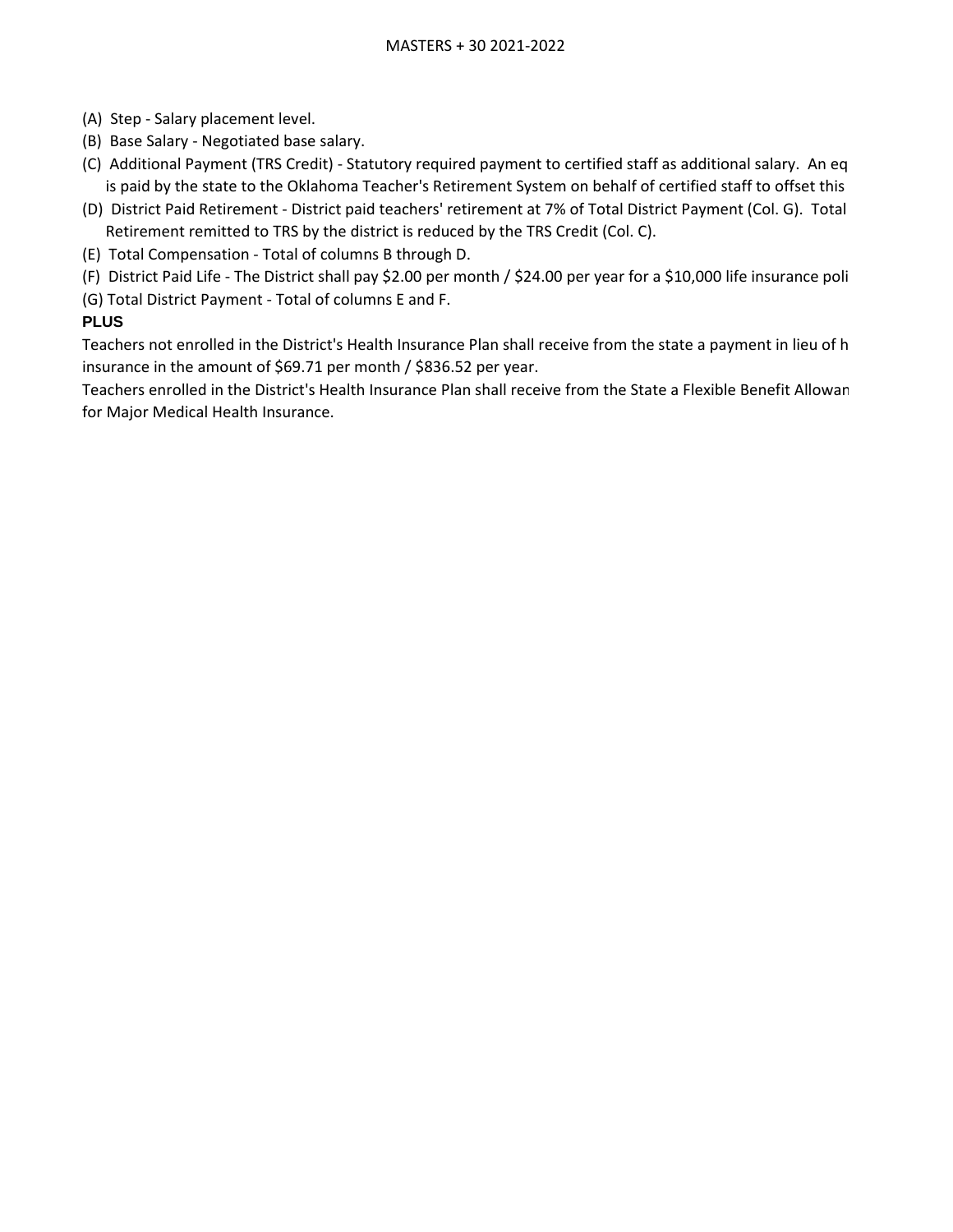MASTERS + 30 2021-2022

(A) Step - Salary placement level.

(B) Base Salary - Negotiated base salary.

(C) Additional Payment (TRS Credit) - Statutory required payment to certified staff as additional salary. An eq is paid by the state to the Oklahoma Teacher's Retirement System on behalf of certified staff to offset this

(D) District Paid Retirement - District paid teachers' retirement at 7% of Total District Payment (Col. G). Total Retirement remitted to TRS by the district is reduced by the TRS Credit (Col. C).

(E) Total Compensation - Total of columns B through D.

(F) District Paid Life - The District shall pay $2.00 per month / $24.00 per year for a $10,000 life insurance poli

(G) Total District Payment - Total of columns E and F.

**PLUS**

Teachers not enrolled in the District's Health Insurance Plan shall receive from the state a payment in lieu of h insurance in the amount of $69.71 per month / $836.52 per year.

Teachers enrolled in the District's Health Insurance Plan shall receive from the State a Flexible Benefit Allowan for Major Medical Health Insurance.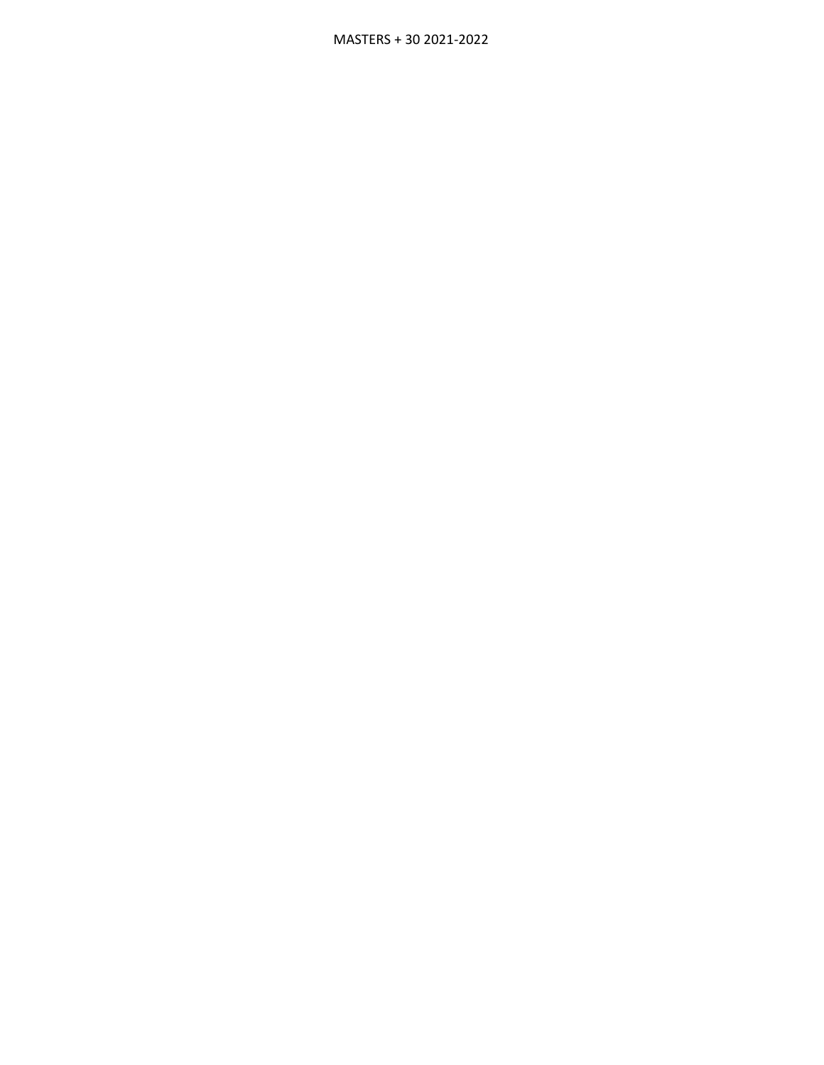MASTERS + 30 2021-2022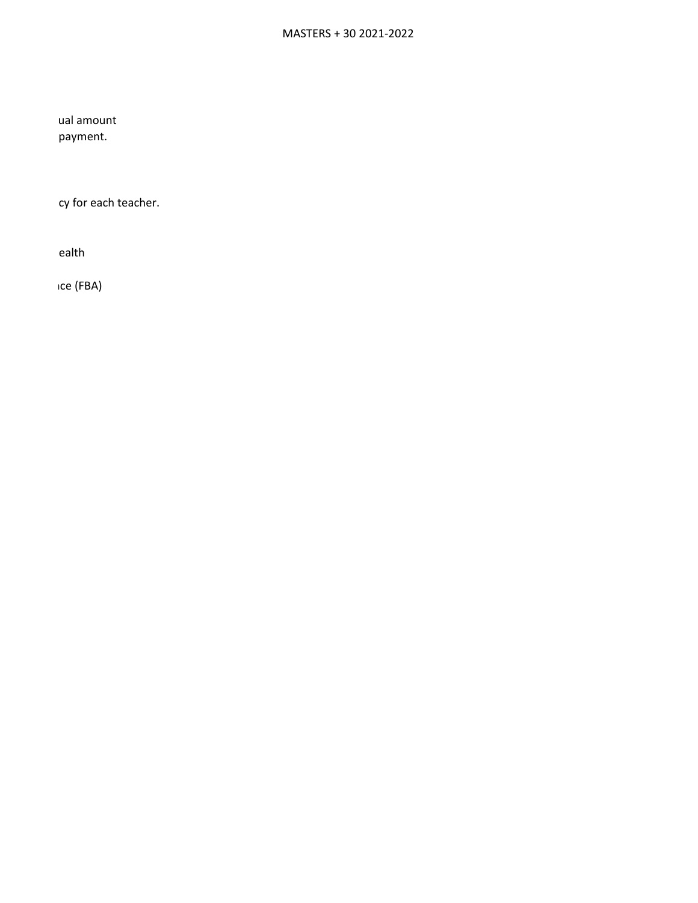MASTERS + 30 2021-2022

ual amount
payment.

cy for each teacher.

ealth

ıce (FBA)